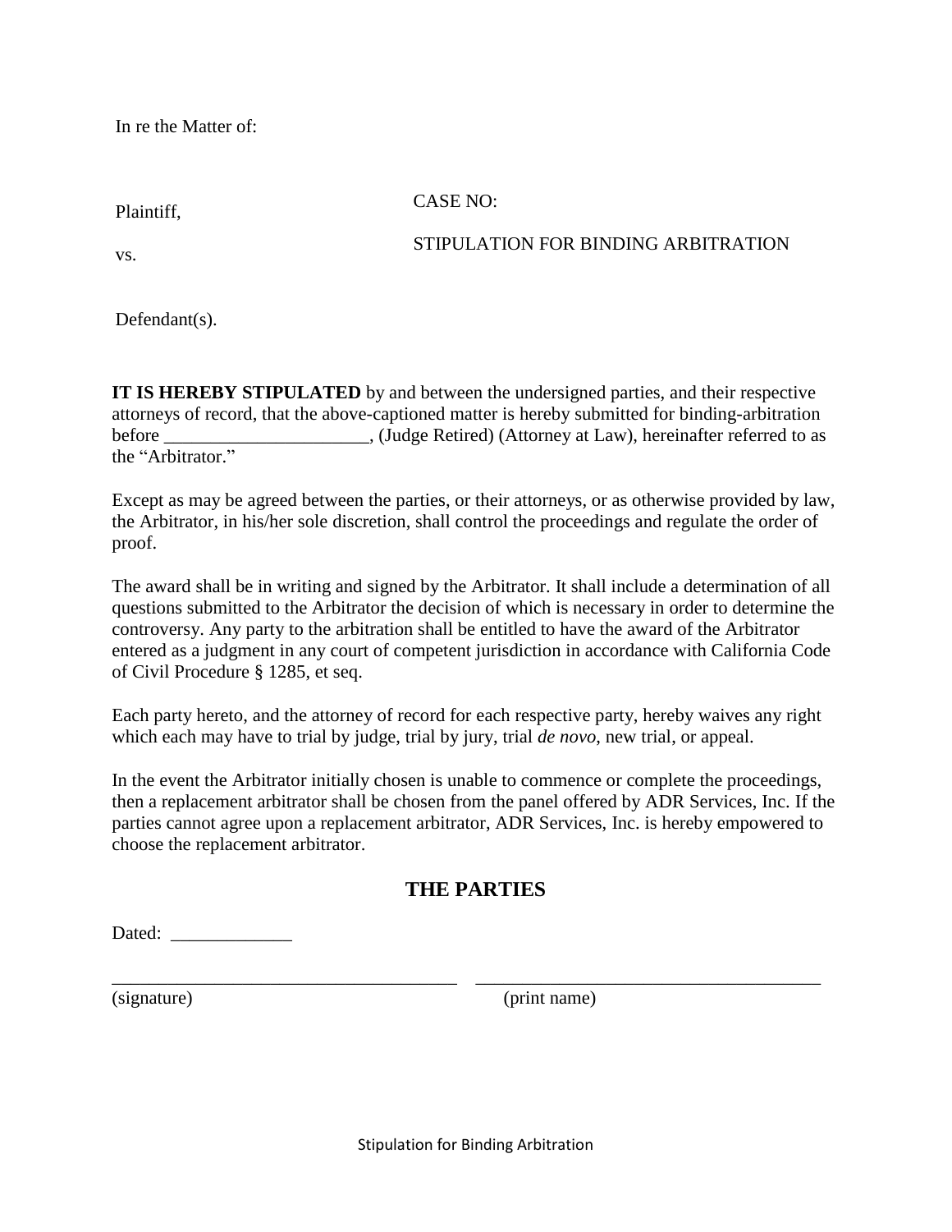In re the Matter of:

Plaintiff,

vs.

Defendant(s).

CASE NO:

STIPULATION FOR BINDING ARBITRATION

**IT IS HEREBY STIPULATED** by and between the undersigned parties, and their respective attorneys of record, that the above-captioned matter is hereby submitted for binding-arbitration before ______________________, (Judge Retired) (Attorney at Law), hereinafter referred to as the "Arbitrator."

Except as may be agreed between the parties, or their attorneys, or as otherwise provided by law, the Arbitrator, in his/her sole discretion, shall control the proceedings and regulate the order of proof.

The award shall be in writing and signed by the Arbitrator. It shall include a determination of all questions submitted to the Arbitrator the decision of which is necessary in order to determine the controversy. Any party to the arbitration shall be entitled to have the award of the Arbitrator entered as a judgment in any court of competent jurisdiction in accordance with California Code of Civil Procedure § 1285, et seq.

Each party hereto, and the attorney of record for each respective party, hereby waives any right which each may have to trial by judge, trial by jury, trial *de novo*, new trial, or appeal.

In the event the Arbitrator initially chosen is unable to commence or complete the proceedings, then a replacement arbitrator shall be chosen from the panel offered by ADR Services, Inc. If the parties cannot agree upon a replacement arbitrator, ADR Services, Inc. is hereby empowered to choose the replacement arbitrator.

## THE PARTIES

Dated: _____________

______________________________________ ______________________________________
(signature) (print name)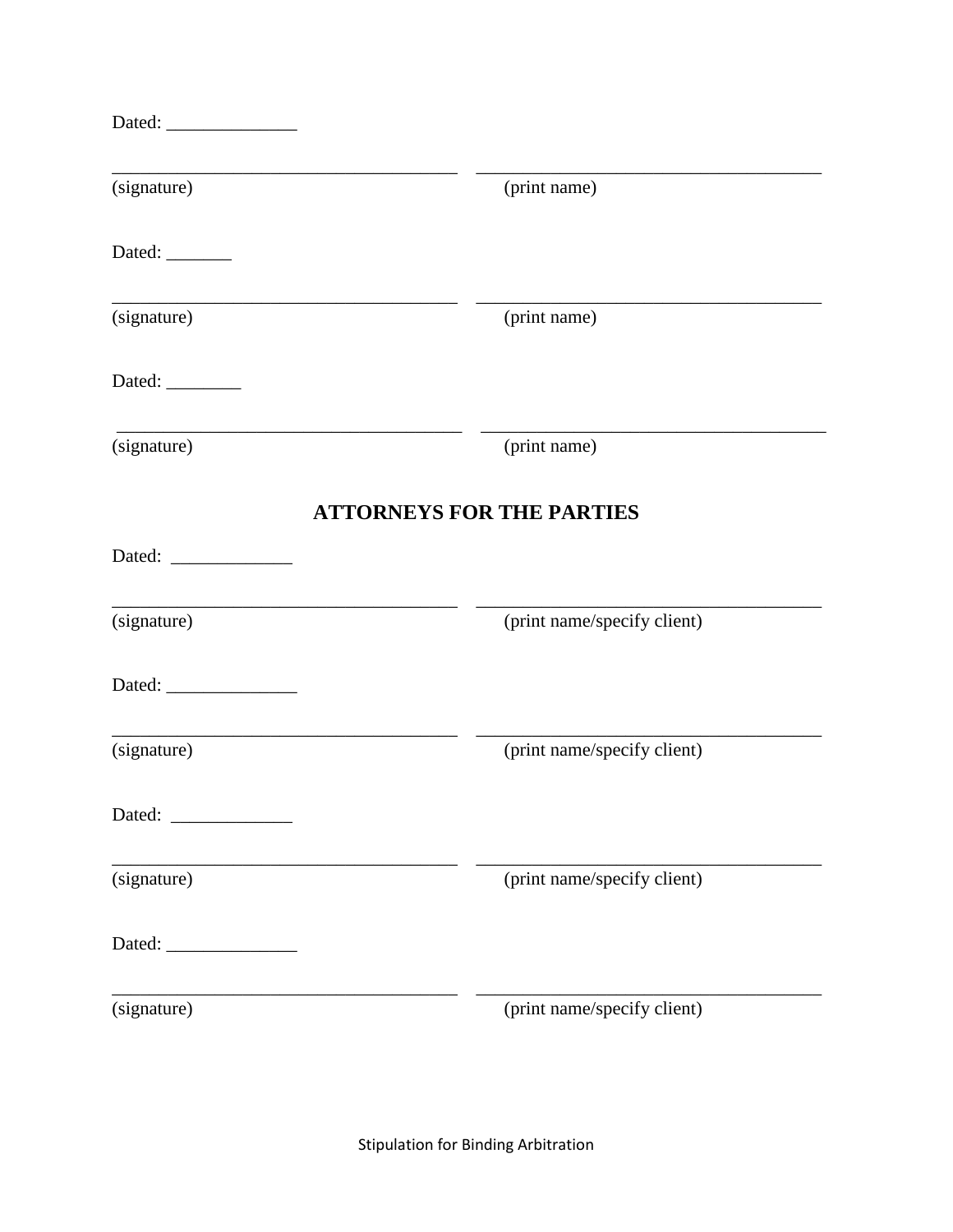Dated: ______________

_____________________________________ _____________________________________
(signature) (print name)

Dated: _______

_____________________________________ _____________________________________
(signature) (print name)

Dated: ________

_____________________________________ _____________________________________
(signature) (print name)

## ATTORNEYS FOR THE PARTIES

Dated: _____________

_____________________________________ _____________________________________
(signature) (print name/specify client)

Dated: ______________

_____________________________________ _____________________________________
(signature) (print name/specify client)

Dated: _____________

_____________________________________ _____________________________________
(signature) (print name/specify client)

Dated: ______________

_____________________________________ _____________________________________
(signature) (print name/specify client)